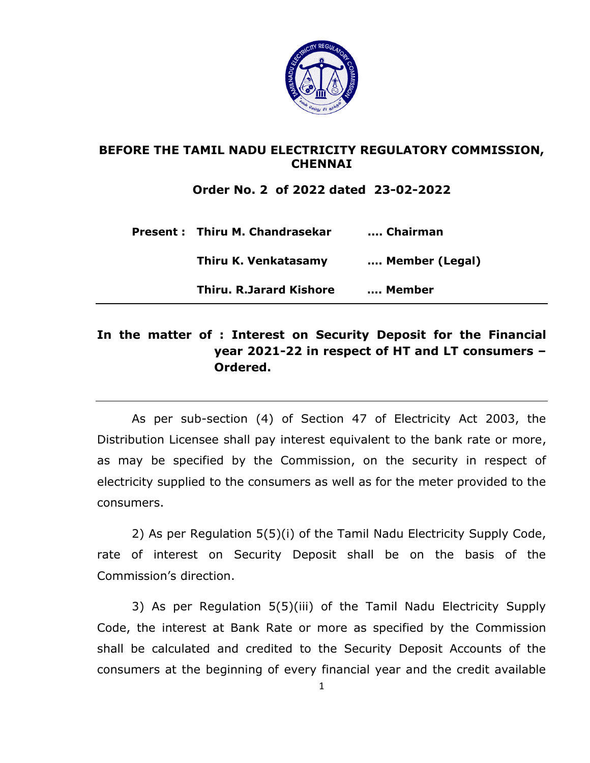**BEFORE THE TAMIL NADU ELECTRICITY REGULATORY COMMISSION, CHENNAI**

**Order No. 2 of 2022 dated 23-02-2022**

| | | |
|---|---|---|
| **Present :** | **Thiru M. Chandrasekar** | **.... Chairman** |
| | **Thiru K. Venkatasamy** | **.... Member (Legal)** |
| | **Thiru. R.Jarard Kishore** | **.... Member** |

---

**In the matter of : Interest on Security Deposit for the Financial year 2021-22 in respect of HT and LT consumers – Ordered.**

---

As per sub-section (4) of Section 47 of Electricity Act 2003, the Distribution Licensee shall pay interest equivalent to the bank rate or more, as may be specified by the Commission, on the security in respect of electricity supplied to the consumers as well as for the meter provided to the consumers.

2) As per Regulation 5(5)(i) of the Tamil Nadu Electricity Supply Code, rate of interest on Security Deposit shall be on the basis of the Commission's direction.

3) As per Regulation 5(5)(iii) of the Tamil Nadu Electricity Supply Code, the interest at Bank Rate or more as specified by the Commission shall be calculated and credited to the Security Deposit Accounts of the consumers at the beginning of every financial year and the credit available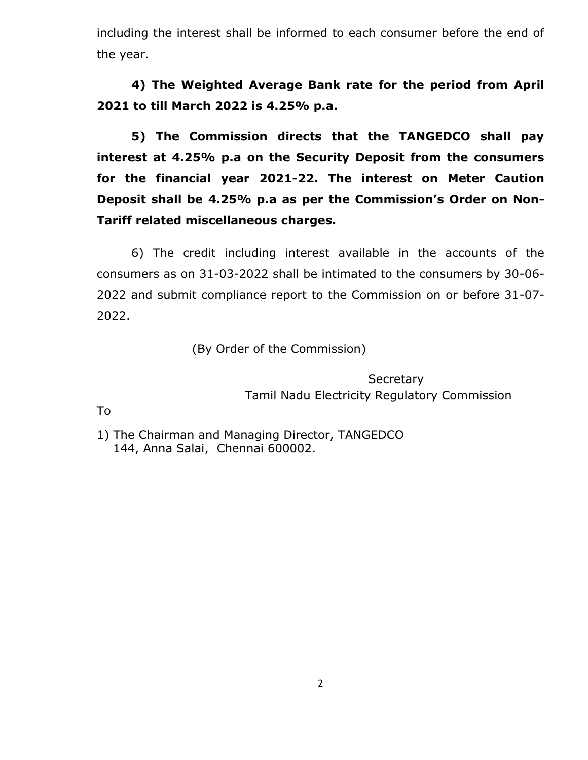including the interest shall be informed to each consumer before the end of the year.

**4) The Weighted Average Bank rate for the period from April 2021 to till March 2022 is 4.25% p.a.**

**5) The Commission directs that the TANGEDCO shall pay interest at 4.25% p.a on the Security Deposit from the consumers for the financial year 2021-22. The interest on Meter Caution Deposit shall be 4.25% p.a as per the Commission's Order on Non-Tariff related miscellaneous charges.**

6) The credit including interest available in the accounts of the consumers as on 31-03-2022 shall be intimated to the consumers by 30-06-2022 and submit compliance report to the Commission on or before 31-07-2022.

(By Order of the Commission)

Secretary
Tamil Nadu Electricity Regulatory Commission

To

1) The Chairman and Managing Director, TANGEDCO
144, Anna Salai, Chennai 600002.